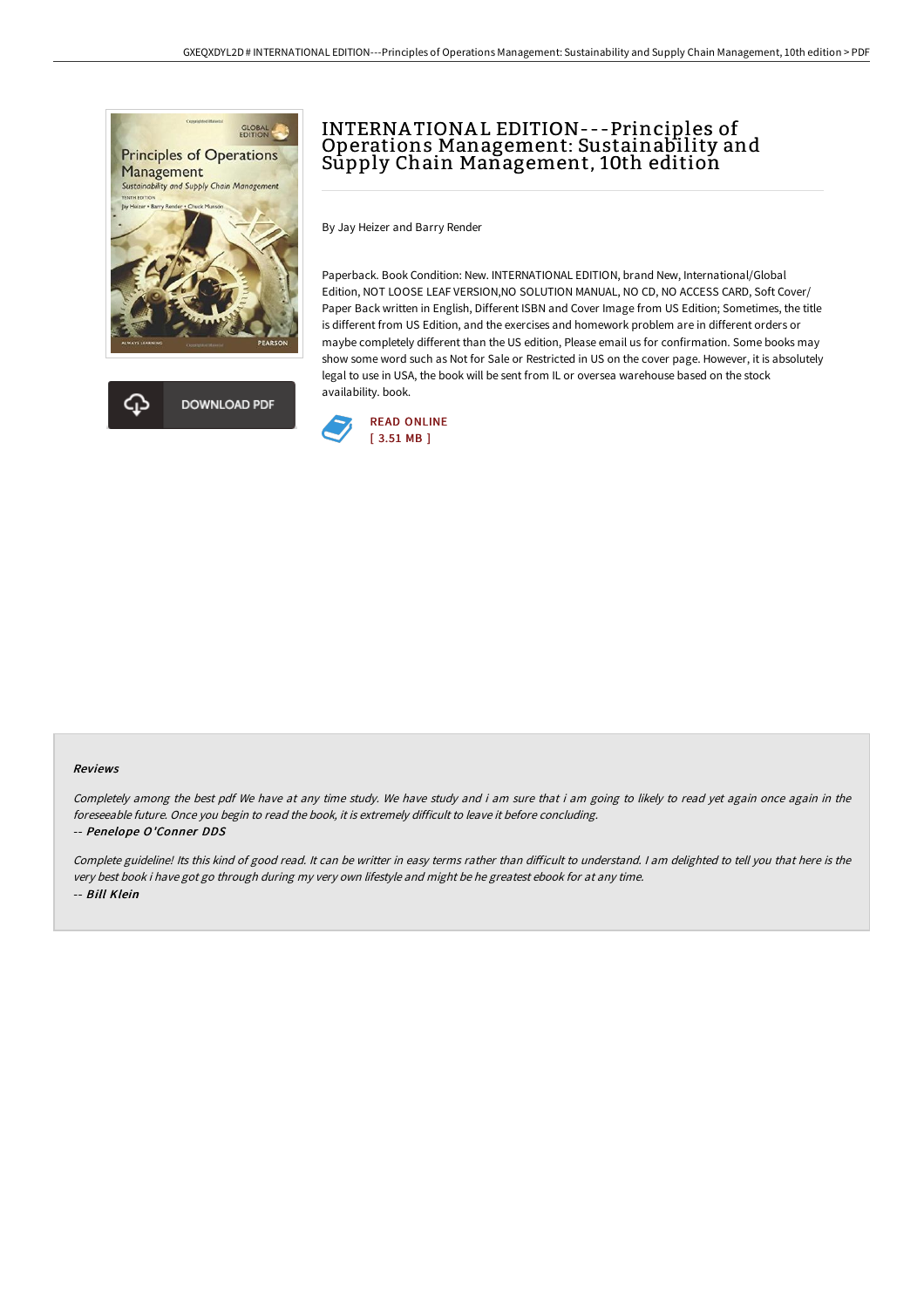# INTERNATIONAL EDITION---Principles of Operations Management: Sustainability and Supply Chain Management, 10th edition

By Jay Heizer and Barry Render

Paperback. Book Condition: New. INTERNATIONAL EDITION, brand New, International/Global Edition, NOT LOOSE LEAF VERSION,NO SOLUTION MANUAL, NO CD, NO ACCESS CARD, Soft Cover/ Paper Back written in English, Different ISBN and Cover Image from US Edition; Sometimes, the title is different from US Edition, and the exercises and homework problem are in different orders or maybe completely different than the US edition, Please email us for confirmation. Some books may show some word such as Not for Sale or Restricted in US on the cover page. However, it is absolutely legal to use in USA, the book will be sent from IL or oversea warehouse based on the stock availability. book.

DOWNLOAD PDF

READ ONLINE
[ 3.51 MB ]

### Reviews

*Completely among the best pdf We have at any time study. We have study and i am sure that i am going to likely to read yet again once again in the foreseeable future. Once you begin to read the book, it is extremely difficult to leave it before concluding.*

*-- Penelope O'Conner DDS*

*Complete guideline! Its this kind of good read. It can be writter in easy terms rather than difficult to understand. I am delighted to tell you that here is the very best book i have got go through during my very own lifestyle and might be he greatest ebook for at any time.*

*-- Bill Klein*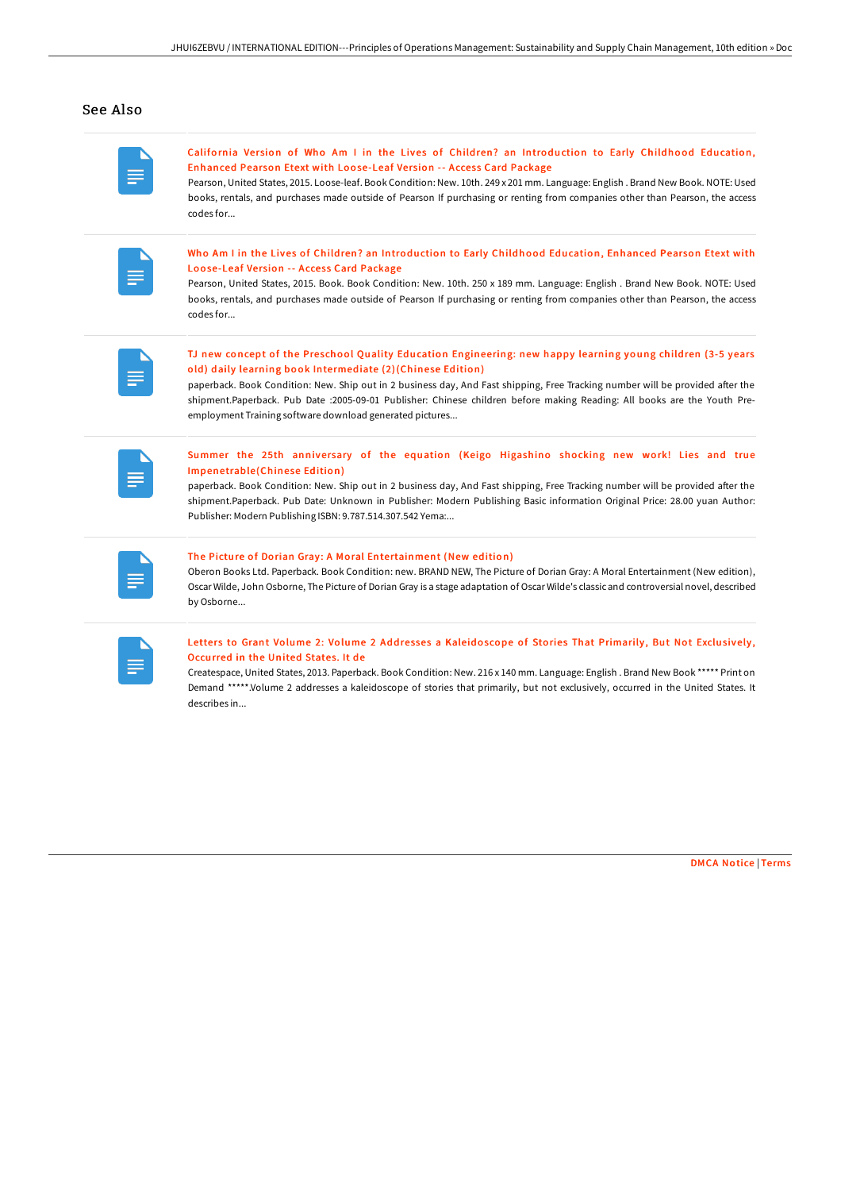## See Also

**California Version of Who Am I in the Lives of Children? an Introduction to Early Childhood Education, Enhanced Pearson Etext with Loose-Leaf Version -- Access Card Package**

Pearson, United States, 2015. Loose-leaf. Book Condition: New. 10th. 249 x 201 mm. Language: English . Brand New Book. NOTE: Used books, rentals, and purchases made outside of Pearson If purchasing or renting from companies other than Pearson, the access codes for...

**Who Am I in the Lives of Children? an Introduction to Early Childhood Education, Enhanced Pearson Etext with Loose-Leaf Version -- Access Card Package**

Pearson, United States, 2015. Book. Book Condition: New. 10th. 250 x 189 mm. Language: English . Brand New Book. NOTE: Used books, rentals, and purchases made outside of Pearson If purchasing or renting from companies other than Pearson, the access codes for...

**TJ new concept of the Preschool Quality Education Engineering: new happy learning young children (3-5 years old) daily learning book Intermediate (2)(Chinese Edition)**

paperback. Book Condition: New. Ship out in 2 business day, And Fast shipping, Free Tracking number will be provided after the shipment.Paperback. Pub Date :2005-09-01 Publisher: Chinese children before making Reading: All books are the Youth Pre-employment Training software download generated pictures...

**Summer the 25th anniversary of the equation (Keigo Higashino shocking new work! Lies and true Impenetrable(Chinese Edition)**

paperback. Book Condition: New. Ship out in 2 business day, And Fast shipping, Free Tracking number will be provided after the shipment.Paperback. Pub Date: Unknown in Publisher: Modern Publishing Basic information Original Price: 28.00 yuan Author: Publisher: Modern Publishing ISBN: 9.787.514.307.542 Yema:...

**The Picture of Dorian Gray: A Moral Entertainment (New edition)**

Oberon Books Ltd. Paperback. Book Condition: new. BRAND NEW, The Picture of Dorian Gray: A Moral Entertainment (New edition), Oscar Wilde, John Osborne, The Picture of Dorian Gray is a stage adaptation of Oscar Wilde's classic and controversial novel, described by Osborne...

**Letters to Grant Volume 2: Volume 2 Addresses a Kaleidoscope of Stories That Primarily, But Not Exclusively, Occurred in the United States. It de**

Createspace, United States, 2013. Paperback. Book Condition: New. 216 x 140 mm. Language: English . Brand New Book ***** Print on Demand *****.Volume 2 addresses a kaleidoscope of stories that primarily, but not exclusively, occurred in the United States. It describes in...